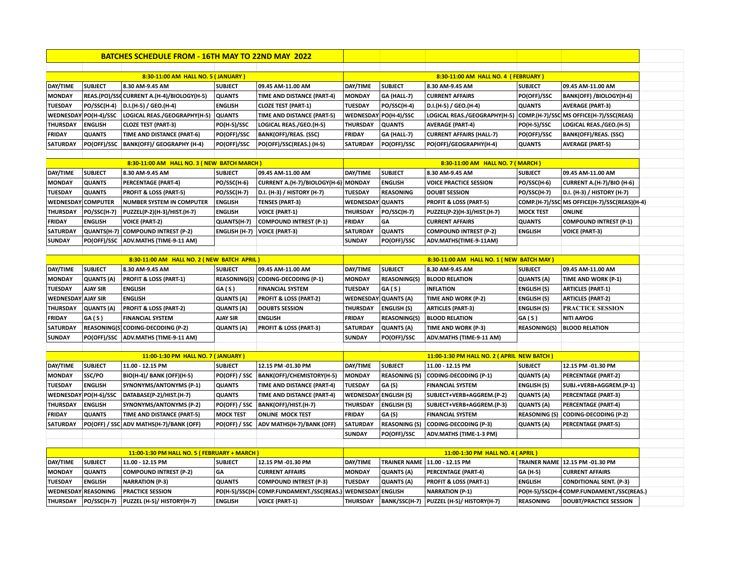# BATCHES SCHEDULE FROM - 16TH MAY TO 22ND MAY 2022

## 8:30-11:00 AM HALL NO. 5 ( JANUARY )

| DAY/TIME | SUBJECT | 8.30 AM-9.45 AM | SUBJECT | 09.45 AM-11.00 AM |
|---|---|---|---|---|
| MONDAY | REAS.(PO)/SSC | CURRENT A.(H-4)/BIOLOGY(H-5) | QUANTS | TIME AND DISTANCE (PART-4) |
| TUESDAY | PO/SSC(H-4) | D.I.(H-5) / GEO.(H-4) | ENGLISH | CLOZE TEST (PART-1) |
| WEDNESDAY | PO(H-4)/SSC | LOGICAL REAS./GEOGRAPHY(H-5) | QUANTS | TIME AND DISTANCE (PART-5) |
| THURSDAY | ENGLISH | CLOZE TEST (PART-3) | PO(H-5)/SSC | LOGICAL REAS./GEO.(H-5) |
| FRIDAY | QUANTS | TIME AND DISTANCE (PART-6) | PO(OFF)/SSC | BANK(OFF)/REAS. (SSC) |
| SATURDAY | PO(OFF)/SSC | BANK(OFF)/ GEOGRAPHY (H-4) | PO(OFF)/SSC | PO(OFF)/SSC(REAS.) (H-5) |

## 8:30-11:00 AM HALL NO. 4 ( FEBRUARY )

| DAY/TIME | SUBJECT | 8.30 AM-9.45 AM | SUBJECT | 09.45 AM-11.00 AM |
|---|---|---|---|---|
| MONDAY | GA (HALL-7) | CURRENT AFFAIRS | PO(OFF)/SSC | BANK(OFF) /BIOLOGY(H-6) |
| TUESDAY | PO/SSC(H-4) | D.I.(H-5) / GEO.(H-4) | QUANTS | AVERAGE (PART-3) |
| WEDNESDAY | PO(H-4)/SSC | LOGICAL REAS./GEOGRAPHY(H-5) | COMP.(H-7)/SSC | MS OFFICE(H-7)/SSC(REAS) |
| THURSDAY | QUANTS | AVERAGE (PART-4) | PO(H-5)/SSC | LOGICAL REAS./GEO.(H-5) |
| FRIDAY | GA (HALL-7) | CURRENT AFFAIRS (HALL-7) | PO(OFF)/SSC | BANK(OFF)/REAS. (SSC) |
| SATURDAY | PO(OFF)/SSC | PO(OFF)/GEOGRAPHY(H-4) | QUANTS | AVERAGE (PART-5) |

## 8:30-11:00 AM HALL NO. 3 ( NEW BATCH MARCH )

| DAY/TIME | SUBJECT | 8.30 AM-9.45 AM | SUBJECT | 09.45 AM-11.00 AM |
|---|---|---|---|---|
| MONDAY | QUANTS | PERCENTAGE (PART-4) | PO/SSC(H-6) | CURRENT A.(H-7)/BIOLOGY(H-6) |
| TUESDAY | QUANTS | PROFIT & LOSS (PART-5) | PO/SSC(H-7) | D.I. (H-3) / HISTORY (H-7) |
| WEDNESDAY | COMPUTER | NUMBER SYSTEM IN COMPUTER | ENGLISH | TENSES (PART-3) |
| THURSDAY | PO/SSC(H-7) | PUZZEL(P-2)(H-3)/HIST.(H-7) | ENGLISH | VOICE (PART-1) |
| FRIDAY | ENGLISH | VOICE (PART-2) | QUANTS(H-7) | COMPOUND INTREST (P-1) |
| SATURDAY | QUANTS(H-7) | COMPOUND INTREST (P-2) | ENGLISH (H-7) | VOICE (PART-3) |
| SUNDAY | PO(OFF)/SSC | ADV.MATHS (TIME-9-11 AM) | | |

## 8:30-11:00 AM HALL NO. 7 ( MARCH )

| DAY/TIME | SUBJECT | 8.30 AM-9.45 AM | SUBJECT | 09.45 AM-11.00 AM |
|---|---|---|---|---|
| MONDAY | ENGLISH | VOICE PRACTICE SESSION | PO/SSC(H-6) | CURRENT A.(H-7)/BIO (H-6) |
| TUESDAY | REASONING | DOUBT SESSION | PO/SSC(H-7) | D.I. (H-3) / HISTORY (H-7) |
| WEDNESDAY | QUANTS | PROFIT & LOSS (PART-5) | COMP.(H-7)/SSC | MS OFFICE(H-7)/SSC(REAS)(H-4) |
| THURSDAY | PO/SSC(H-7) | PUZZEL(P-2)(H-3)/HIST.(H-7) | MOCK TEST | ONLINE |
| FRIDAY | GA | CURRENT AFFAIRS | QUANTS | COMPOUND INTREST (P-1) |
| SATURDAY | QUANTS | COMPOUND INTREST (P-2) | ENGLISH | VOICE (PART-3) |
| SUNDAY | PO(OFF)/SSC | ADV.MATHS(TIME-9-11AM) | | |

## 8:30-11:00 AM HALL NO. 2 ( NEW BATCH APRIL )

| DAY/TIME | SUBJECT | 8.30 AM-9.45 AM | SUBJECT | 09.45 AM-11.00 AM |
|---|---|---|---|---|
| MONDAY | QUANTS (A) | PROFIT & LOSS (PART-1) | REASONING(S) | CODING-DECODING (P-1) |
| TUESDAY | AJAY SIR | ENGLISH | GA ( S ) | FINANCIAL SYSTEM |
| WEDNESDAY | AJAY SIR | ENGLISH | QUANTS (A) | PROFIT & LOSS (PART-2) |
| THURSDAY | QUANTS (A) | PROFIT & LOSS (PART-2) | QUANTS (A) | DOUBTS SESSION |
| FRIDAY | GA ( S ) | FINANCIAL SYSTEM | AJAY SIR | ENGLISH |
| SATURDAY | REASONING(S) | CODING-DECODING (P-2) | QUANTS (A) | PROFIT & LOSS (PART-3) |
| SUNDAY | PO(OFF)/SSC | ADV.MATHS (TIME-9-11 AM) | | |

## 8:30-11:00 AM HALL NO. 1 ( NEW BATCH MAY )

| DAY/TIME | SUBJECT | 8.30 AM-9.45 AM | SUBJECT | 09.45 AM-11.00 AM |
|---|---|---|---|---|
| MONDAY | REASONING(S) | BLOOD RELATION | QUANTS (A) | TIME AND WORK (P-1) |
| TUESDAY | GA ( S ) | INFLATION | ENGLISH (S) | ARTICLES (PART-1) |
| WEDNESDAY | QUANTS (A) | TIME AND WORK (P-2) | ENGLISH (S) | ARTICLES (PART-2) |
| THURSDAY | ENGLISH (S) | ARTICLES (PART-3) | ENGLISH (S) | PRACTICE SESSION |
| FRIDAY | REASONING(S) | BLOOD RELATION | GA ( S ) | NITI AAYOG |
| SATURDAY | QUANTS (A) | TIME AND WORK (P-3) | REASONING(S) | BLOOD RELATION |
| SUNDAY | PO(OFF)/SSC | ADV.MATHS (TIME-9-11 AM) | | |

## 11:00-1:30 PM HALL NO. 7 ( JANUARY )

| DAY/TIME | SUBJECT | 11.00 - 12.15 PM | SUBJECT | 12.15 PM -01.30 PM |
|---|---|---|---|---|
| MONDAY | SSC/PO | BIO(H-4)/ BANK (OFF)(H-5) | PO(OFF) / SSC | BANK(OFF)/CHEMISTORY(H-5) |
| TUESDAY | ENGLISH | SYNONYMS/ANTONYMS (P-1) | QUANTS | TIME AND DISTANCE (PART-4) |
| WEDNESDAY | PO(H-6)/SSC | DATABASE(P-2)/HIST.(H-7) | QUANTS | TIME AND DISTANCE (PART-4) |
| THURSDAY | ENGLISH | SYNONYMS/ANTONYMS (P-2) | PO(OFF) / SSC | BANK(OFF)/HIST.(H-7) |
| FRIDAY | QUANTS | TIME AND DISTANCE (PART-5) | MOCK TEST | ONLINE MOCK TEST |
| SATURDAY | PO(OFF) / SSC | ADV MATHS(H-7)/BANK (OFF) | PO(OFF) / SSC | ADV MATHS(H-7)/BANK (OFF) |

## 11:00-1:30 PM HALL NO. 2 ( APRIL NEW BATCH )

| DAY/TIME | SUBJECT | 11.00 - 12.15 PM | SUBJECT | 12.15 PM -01.30 PM |
|---|---|---|---|---|
| MONDAY | REASONING (S) | CODING-DECODING (P-1) | QUANTS (A) | PERCENTAGE (PART-2) |
| TUESDAY | GA (S) | FINANCIAL SYSTEM | ENGLISH (S) | SUBJ.+VERB+AGGREM.(P-1) |
| WEDNESDAY | ENGLISH (S) | SUBJECT+VERB+AGGREM.(P-2) | QUANTS (A) | PERCENTAGE (PART-3) |
| THURSDAY | ENGLISH (S) | SUBJECT+VERB+AGGREM.(P-3) | QUANTS (A) | PERCENTAGE (PART-4) |
| FRIDAY | GA (S) | FINANCIAL SYSTEM | REASONING (S) | CODING-DECODING (P-2) |
| SATURDAY | REASONING (S) | CODING-DECODING (P-3) | QUANTS (A) | PERCENTAGE (PART-5) |
| SUNDAY | PO(OFF)/SSC | ADV.MATHS (TIME-1-3 PM) | | |

## 11:00-1:30 PM HALL NO. 5 ( FEBRUARY + MARCH )

| DAY/TIME | SUBJECT | 11.00 - 12.15 PM | SUBJECT | 12.15 PM -01.30 PM |
|---|---|---|---|---|
| MONDAY | QUANTS | COMPOUND INTREST (P-2) | GA | CURRENT AFFAIRS |
| TUESDAY | ENGLISH | NARRATION (P-3) | QUANTS | COMPOUND INTREST (P-3) |
| WEDNESDAY | REASONING | PRACTICE SESSION | PO(H-5)/SSC(H- | COMP.FUNDAMENT./SSC(REAS.) |
| THURSDAY | PO/SSC(H-7) | PUZZEL (H-5)/ HISTORY(H-7) | ENGLISH | VOICE (PART-1) |

## 11:00-1:30 PM HALL NO. 4 ( APRIL )

| DAY/TIME | TRAINER NAME | 11.00 - 12.15 PM | TRAINER NAME | 12.15 PM -01.30 PM |
|---|---|---|---|---|
| MONDAY | QUANTS (A) | PERCENTAGE (PART-4) | GA (H-5) | CURRENT AFFAIRS |
| TUESDAY | QUANTS (A) | PROFIT & LOSS (PART-1) | ENGLISH | CONDITIONAL SENT. (P-3) |
| WEDNESDAY | ENGLISH | NARRATION (P-1) | PO(H-5)/SSC(H-4 | COMP.FUNDAMENT./SSC(REAS.) |
| THURSDAY | BANK/SSC(H-7) | PUZZEL (H-5)/ HISTORY(H-7) | REASONING | DOUBT/PRACTICE SESSION |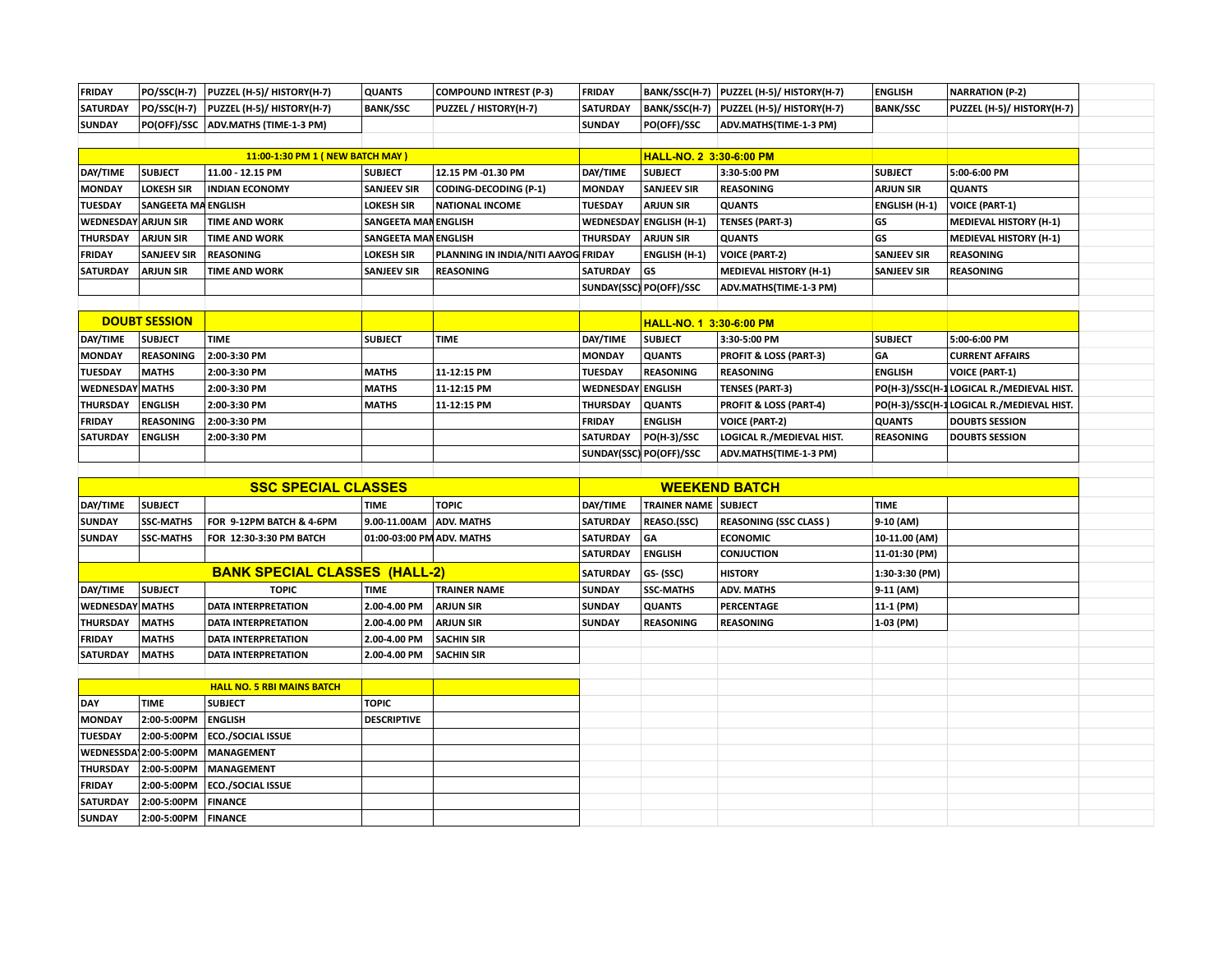| | | | | | | | | | |
|---|---|---|---|---|---|---|---|---|---|
| FRIDAY | PO/SSC(H-7) | PUZZEL (H-5)/ HISTORY(H-7) | QUANTS | COMPOUND INTREST (P-3) | FRIDAY | BANK/SSC(H-7) | PUZZEL (H-5)/ HISTORY(H-7) | ENGLISH | NARRATION (P-2) |
| SATURDAY | PO/SSC(H-7) | PUZZEL (H-5)/ HISTORY(H-7) | BANK/SSC | PUZZEL / HISTORY(H-7) | SATURDAY | BANK/SSC(H-7) | PUZZEL (H-5)/ HISTORY(H-7) | BANK/SSC | PUZZEL (H-5)/ HISTORY(H-7) |
| SUNDAY | PO(OFF)/SSC | ADV.MATHS (TIME-1-3 PM) | | | SUNDAY | PO(OFF)/SSC | ADV.MATHS(TIME-1-3 PM) | | |

| 11:00-1:30 PM 1 ( NEW BATCH MAY ) | | | | | HALL-NO. 2 3:30-6:00 PM | | | | |
|---|---|---|---|---|---|---|---|---|---|
| DAY/TIME | SUBJECT | 11.00 - 12.15 PM | SUBJECT | 12.15 PM -01.30 PM | DAY/TIME | SUBJECT | 3:30-5:00 PM | SUBJECT | 5:00-6:00 PM |
| MONDAY | LOKESH SIR | INDIAN ECONOMY | SANJEEV SIR | CODING-DECODING (P-1) | MONDAY | SANJEEV SIR | REASONING | ARJUN SIR | QUANTS |
| TUESDAY | SANGEETA MA | ENGLISH | LOKESH SIR | NATIONAL INCOME | TUESDAY | ARJUN SIR | QUANTS | ENGLISH (H-1) | VOICE (PART-1) |
| WEDNESDAY | ARJUN SIR | TIME AND WORK | SANGEETA MAN | ENGLISH | WEDNESDAY | ENGLISH (H-1) | TENSES (PART-3) | GS | MEDIEVAL HISTORY (H-1) |
| THURSDAY | ARJUN SIR | TIME AND WORK | SANGEETA MAN | ENGLISH | THURSDAY | ARJUN SIR | QUANTS | GS | MEDIEVAL HISTORY (H-1) |
| FRIDAY | SANJEEV SIR | REASONING | LOKESH SIR | PLANNING IN INDIA/NITI AAYOG | FRIDAY | ENGLISH (H-1) | VOICE (PART-2) | SANJEEV SIR | REASONING |
| SATURDAY | ARJUN SIR | TIME AND WORK | SANJEEV SIR | REASONING | SATURDAY | GS | MEDIEVAL HISTORY (H-1) | SANJEEV SIR | REASONING |
| | | | | | SUNDAY(SSC) | PO(OFF)/SSC | ADV.MATHS(TIME-1-3 PM) | | |

| DOUBT SESSION | | | | | HALL-NO. 1 3:30-6:00 PM | | | | |
|---|---|---|---|---|---|---|---|---|---|
| DAY/TIME | SUBJECT | TIME | SUBJECT | TIME | DAY/TIME | SUBJECT | 3:30-5:00 PM | SUBJECT | 5:00-6:00 PM |
| MONDAY | REASONING | 2:00-3:30 PM | | | MONDAY | QUANTS | PROFIT & LOSS (PART-3) | GA | CURRENT AFFAIRS |
| TUESDAY | MATHS | 2:00-3:30 PM | MATHS | 11-12:15 PM | TUESDAY | REASONING | REASONING | ENGLISH | VOICE (PART-1) |
| WEDNESDAY | MATHS | 2:00-3:30 PM | MATHS | 11-12:15 PM | WEDNESDAY | ENGLISH | TENSES (PART-3) | PO(H-3)/SSC(H-1 | LOGICAL R./MEDIEVAL HIST. |
| THURSDAY | ENGLISH | 2:00-3:30 PM | MATHS | 11-12:15 PM | THURSDAY | QUANTS | PROFIT & LOSS (PART-4) | PO(H-3)/SSC(H-1 | LOGICAL R./MEDIEVAL HIST. |
| FRIDAY | REASONING | 2:00-3:30 PM | | | FRIDAY | ENGLISH | VOICE (PART-2) | QUANTS | DOUBTS SESSION |
| SATURDAY | ENGLISH | 2:00-3:30 PM | | | SATURDAY | PO(H-3)/SSC | LOGICAL R./MEDIEVAL HIST. | REASONING | DOUBTS SESSION |
| | | | | | SUNDAY(SSC) | PO(OFF)/SSC | ADV.MATHS(TIME-1-3 PM) | | |

| SSC SPECIAL CLASSES | | | | | WEEKEND BATCH | | | | |
|---|---|---|---|---|---|---|---|---|---|
| DAY/TIME | SUBJECT | | TIME | TOPIC | DAY/TIME | TRAINER NAME | SUBJECT | TIME | |
| SUNDAY | SSC-MATHS | FOR 9-12PM BATCH & 4-6PM | 9.00-11.00AM | ADV. MATHS | SATURDAY | REASO.(SSC) | REASONING (SSC CLASS ) | 9-10 (AM) | |
| SUNDAY | SSC-MATHS | FOR 12:30-3:30 PM BATCH | 01:00-03:00 PM | ADV. MATHS | SATURDAY | GA | ECONOMIC | 10-11.00 (AM) | |
| | | | | | SATURDAY | ENGLISH | CONJUCTION | 11-01:30 (PM) | |
| BANK SPECIAL CLASSES (HALL-2) | | | | | SATURDAY | GS- (SSC) | HISTORY | 1:30-3:30 (PM) | |
| DAY/TIME | SUBJECT | TOPIC | TIME | TRAINER NAME | SUNDAY | SSC-MATHS | ADV. MATHS | 9-11 (AM) | |
| WEDNESDAY | MATHS | DATA INTERPRETATION | 2.00-4.00 PM | ARJUN SIR | SUNDAY | QUANTS | PERCENTAGE | 11-1 (PM) | |
| THURSDAY | MATHS | DATA INTERPRETATION | 2.00-4.00 PM | ARJUN SIR | SUNDAY | REASONING | REASONING | 1-03 (PM) | |
| FRIDAY | MATHS | DATA INTERPRETATION | 2.00-4.00 PM | SACHIN SIR | | | | | |
| SATURDAY | MATHS | DATA INTERPRETATION | 2.00-4.00 PM | SACHIN SIR | | | | | |

| | | HALL NO. 5 RBI MAINS BATCH | | |
|---|---|---|---|---|
| DAY | TIME | SUBJECT | TOPIC | |
| MONDAY | 2:00-5:00PM | ENGLISH | DESCRIPTIVE | |
| TUESDAY | 2:00-5:00PM | ECO./SOCIAL ISSUE | | |
| WEDNESDA | 2:00-5:00PM | MANAGEMENT | | |
| THURSDAY | 2:00-5:00PM | MANAGEMENT | | |
| FRIDAY | 2:00-5:00PM | ECO./SOCIAL ISSUE | | |
| SATURDAY | 2:00-5:00PM | FINANCE | | |
| SUNDAY | 2:00-5:00PM | FINANCE | | |